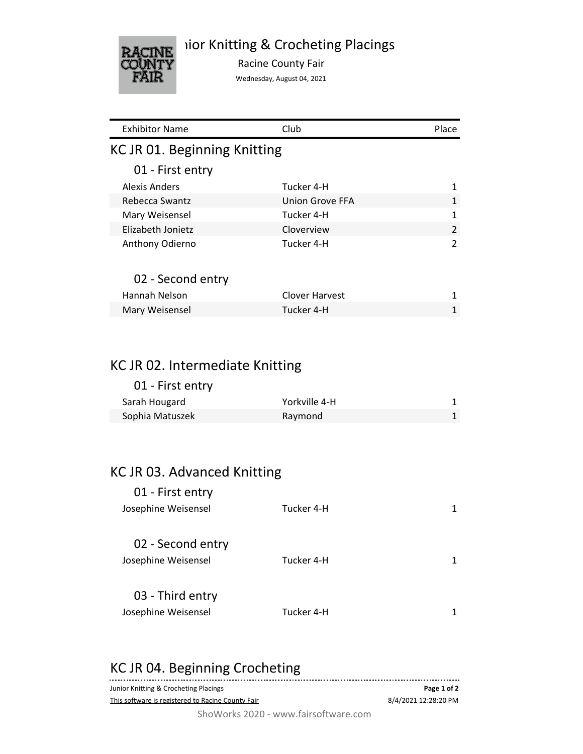# Junior Knitting & Crocheting Placings

Racine County Fair

Wednesday, August 04, 2021

| Exhibitor Name | Club | Place |
|---|---|---|

## KC JR 01. Beginning Knitting

### 01 - First entry

| Exhibitor Name | Club | Place |
|---|---|---|
| Alexis Anders | Tucker 4-H | 1 |
| Rebecca Swantz | Union Grove FFA | 1 |
| Mary Weisensel | Tucker 4-H | 1 |
| Elizabeth Jonietz | Cloverview | 2 |
| Anthony Odierno | Tucker 4-H | 2 |

### 02 - Second entry

| Exhibitor Name | Club | Place |
|---|---|---|
| Hannah Nelson | Clover Harvest | 1 |
| Mary Weisensel | Tucker 4-H | 1 |

## KC JR 02. Intermediate Knitting

### 01 - First entry

| Exhibitor Name | Club | Place |
|---|---|---|
| Sarah Hougard | Yorkville 4-H | 1 |
| Sophia Matuszek | Raymond | 1 |

## KC JR 03. Advanced Knitting

### 01 - First entry

| Exhibitor Name | Club | Place |
|---|---|---|
| Josephine Weisensel | Tucker 4-H | 1 |

### 02 - Second entry

| Exhibitor Name | Club | Place |
|---|---|---|
| Josephine Weisensel | Tucker 4-H | 1 |

### 03 - Third entry

| Exhibitor Name | Club | Place |
|---|---|---|
| Josephine Weisensel | Tucker 4-H | 1 |

## KC JR 04. Beginning Crocheting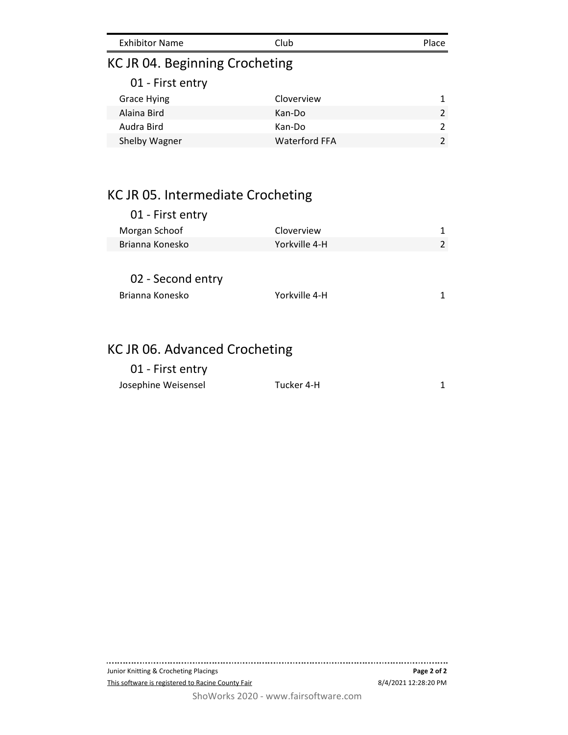| Exhibitor Name | Club | Place |
|---|---|---|

## KC JR 04. Beginning Crocheting

### 01 - First entry

| Exhibitor Name | Club | Place |
|---|---|---|
| Grace Hying | Cloverview | 1 |
| Alaina Bird | Kan-Do | 2 |
| Audra Bird | Kan-Do | 2 |
| Shelby Wagner | Waterford FFA | 2 |

## KC JR 05. Intermediate Crocheting

### 01 - First entry

| Exhibitor Name | Club | Place |
|---|---|---|
| Morgan Schoof | Cloverview | 1 |
| Brianna Konesko | Yorkville 4-H | 2 |

### 02 - Second entry

| Exhibitor Name | Club | Place |
|---|---|---|
| Brianna Konesko | Yorkville 4-H | 1 |

## KC JR 06. Advanced Crocheting

### 01 - First entry

| Exhibitor Name | Club | Place |
|---|---|---|
| Josephine Weisensel | Tucker 4-H | 1 |